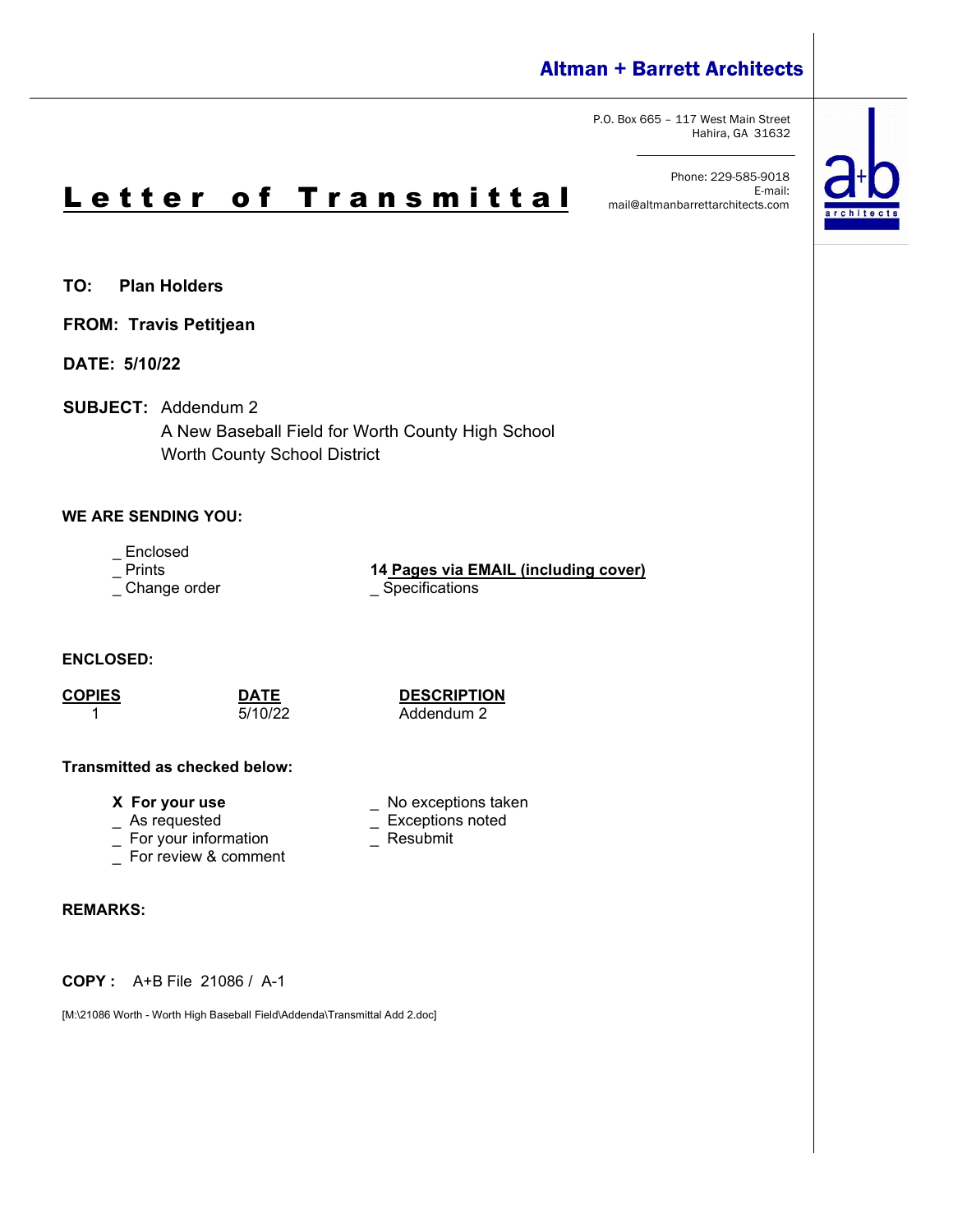**Altman + Barrett Architects**

P.O. Box 665 – 117 West Main Street
Hahira, GA 31632

Phone: 229-585-9018
E-mail:
mail@altmanbarrettarchitects.com

# Letter of Transmittal

**TO:** **Plan Holders**

**FROM:** **Travis Petitjean**

**DATE:** **5/10/22**

**SUBJECT:** Addendum 2
A New Baseball Field for Worth County High School
Worth County School District

**WE ARE SENDING YOU:**

_ Enclosed
_ Prints
_ Change order

**14 Pages via EMAIL (including cover)**
_ Specifications

**ENCLOSED:**

| COPIES | DATE | DESCRIPTION |
|---|---|---|
| 1 | 5/10/22 | Addendum 2 |

**Transmitted as checked below:**

**X For your use**
_ As requested
_ For your information
_ For review & comment

_ No exceptions taken
_ Exceptions noted
_ Resubmit

**REMARKS:**

**COPY :** A+B File 21086 / A-1

[M:\21086 Worth - Worth High Baseball Field\Addenda\Transmittal Add 2.doc]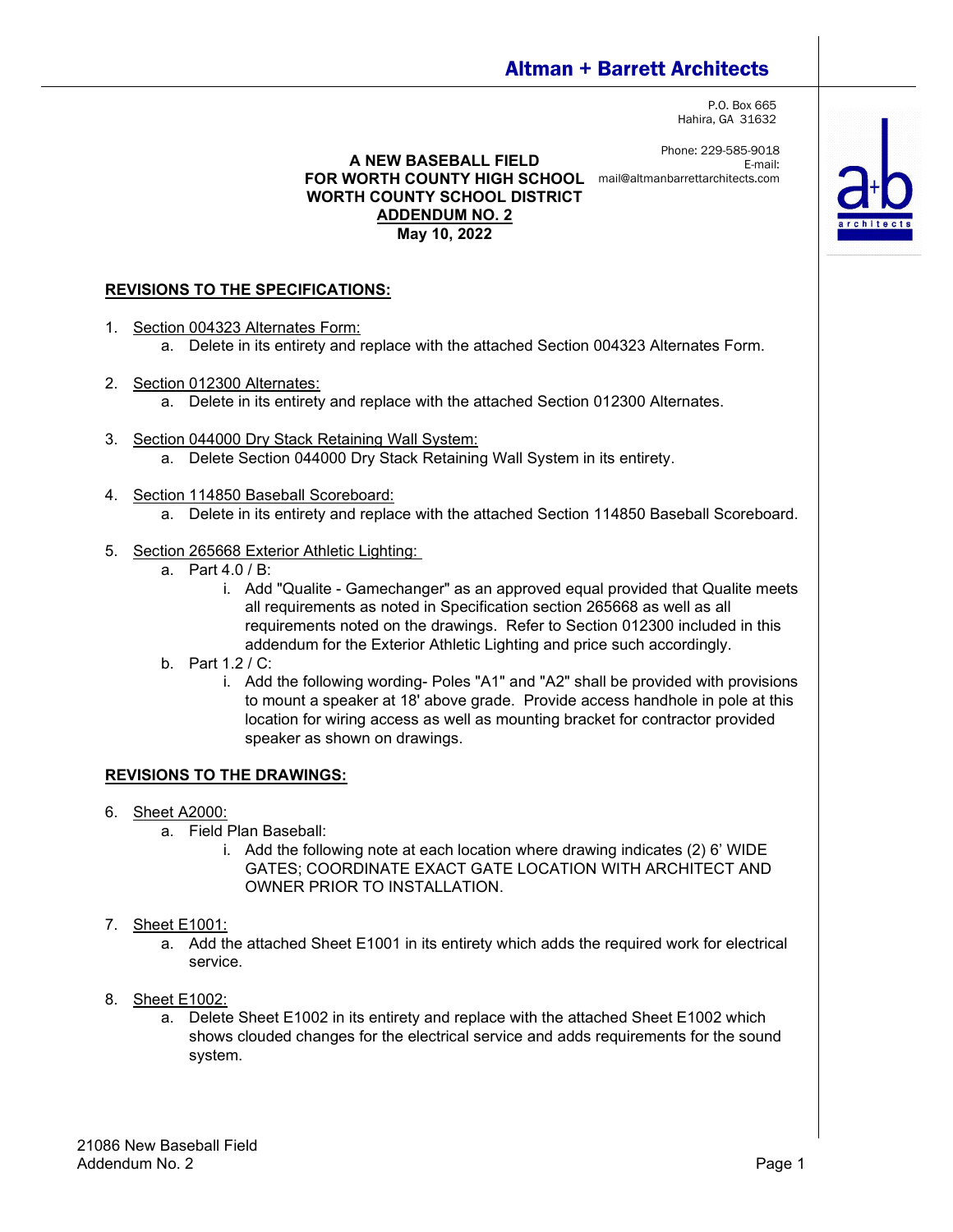# Altman + Barrett Architects

P.O. Box 665
Hahira, GA 31632

Phone: 229-585-9018
E-mail: mail@altmanbarrettarchitects.com

**A NEW BASEBALL FIELD**
**FOR WORTH COUNTY HIGH SCHOOL**
**WORTH COUNTY SCHOOL DISTRICT**
**ADDENDUM NO. 2**
**May 10, 2022**

## REVISIONS TO THE SPECIFICATIONS:

1. Section 004323 Alternates Form:
   a. Delete in its entirety and replace with the attached Section 004323 Alternates Form.

2. Section 012300 Alternates:
   a. Delete in its entirety and replace with the attached Section 012300 Alternates.

3. Section 044000 Dry Stack Retaining Wall System:
   a. Delete Section 044000 Dry Stack Retaining Wall System in its entirety.

4. Section 114850 Baseball Scoreboard:
   a. Delete in its entirety and replace with the attached Section 114850 Baseball Scoreboard.

5. Section 265668 Exterior Athletic Lighting:
   a. Part 4.0 / B:
      i. Add "Qualite - Gamechanger" as an approved equal provided that Qualite meets all requirements as noted in Specification section 265668 as well as all requirements noted on the drawings. Refer to Section 012300 included in this addendum for the Exterior Athletic Lighting and price such accordingly.
   b. Part 1.2 / C:
      i. Add the following wording- Poles "A1" and "A2" shall be provided with provisions to mount a speaker at 18' above grade. Provide access handhole in pole at this location for wiring access as well as mounting bracket for contractor provided speaker as shown on drawings.

## REVISIONS TO THE DRAWINGS:

6. Sheet A2000:
   a. Field Plan Baseball:
      i. Add the following note at each location where drawing indicates (2) 6' WIDE GATES; COORDINATE EXACT GATE LOCATION WITH ARCHITECT AND OWNER PRIOR TO INSTALLATION.

7. Sheet E1001:
   a. Add the attached Sheet E1001 in its entirety which adds the required work for electrical service.

8. Sheet E1002:
   a. Delete Sheet E1002 in its entirety and replace with the attached Sheet E1002 which shows clouded changes for the electrical service and adds requirements for the sound system.

21086 New Baseball Field
Addendum No. 2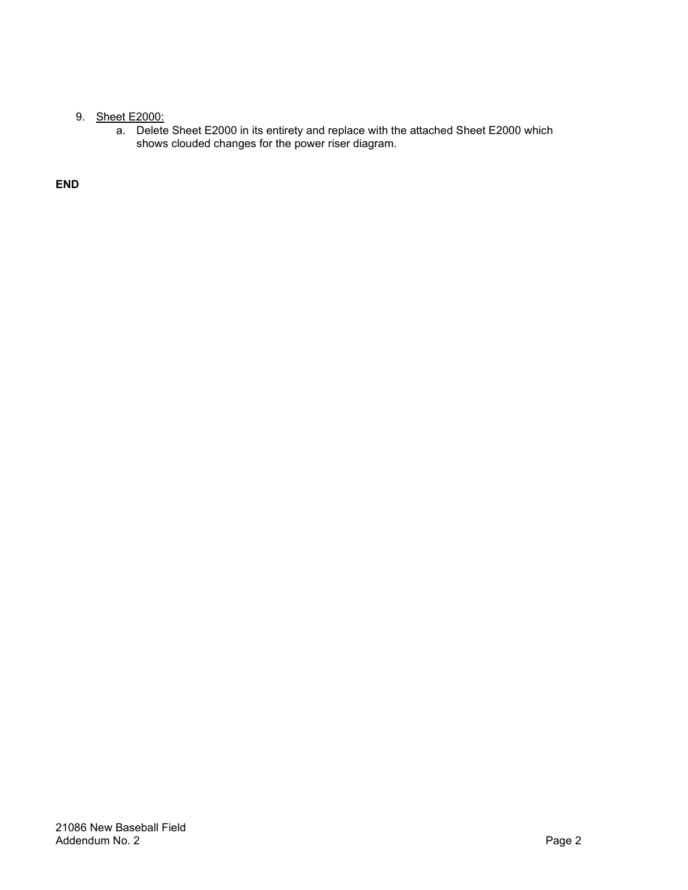9. Sheet E2000:
   a. Delete Sheet E2000 in its entirety and replace with the attached Sheet E2000 which shows clouded changes for the power riser diagram.

**END**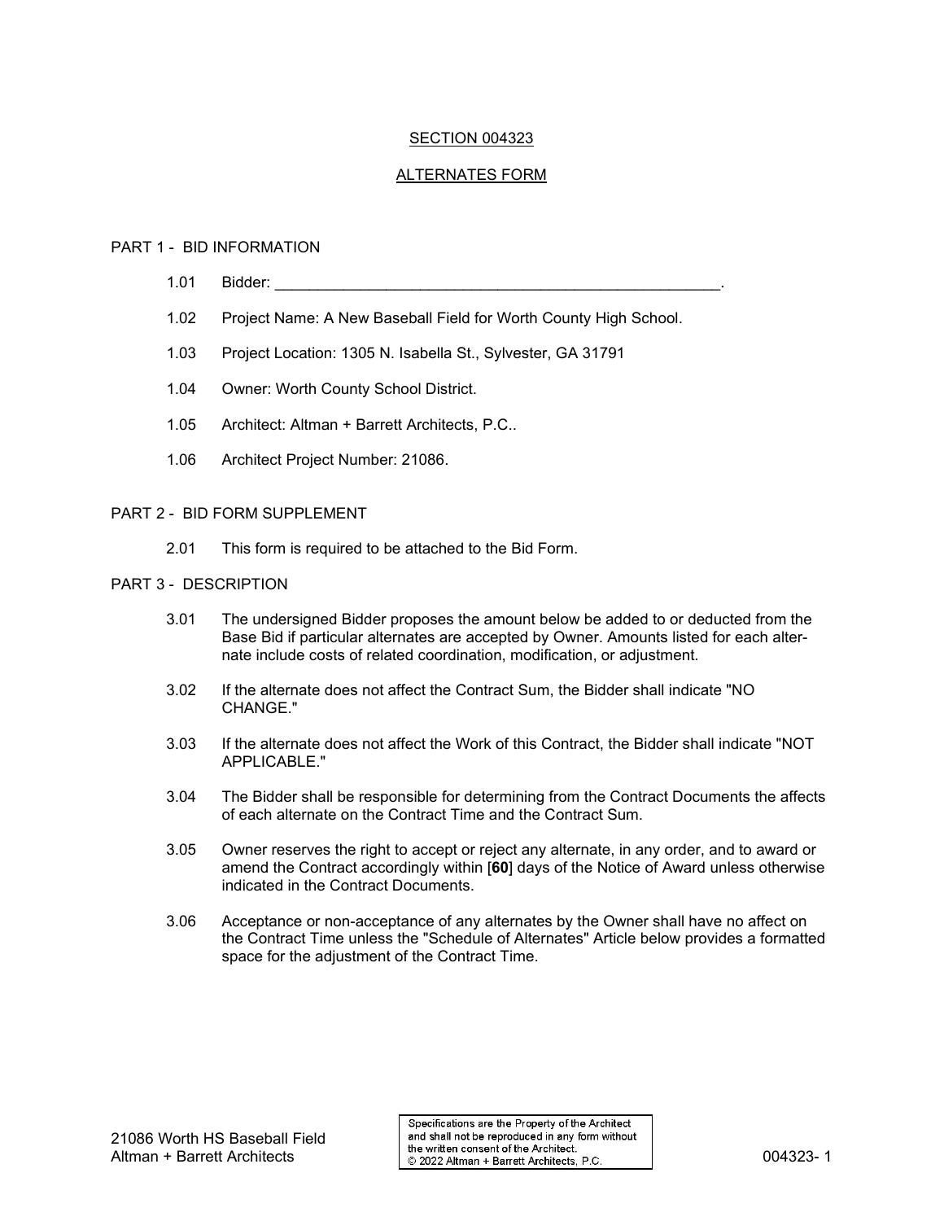# SECTION 004323

## ALTERNATES FORM

### PART 1 - BID INFORMATION

1.01 Bidder: ______________________________________________________.

1.02 Project Name: A New Baseball Field for Worth County High School.

1.03 Project Location: 1305 N. Isabella St., Sylvester, GA 31791

1.04 Owner: Worth County School District.

1.05 Architect: Altman + Barrett Architects, P.C..

1.06 Architect Project Number: 21086.

### PART 2 - BID FORM SUPPLEMENT

2.01 This form is required to be attached to the Bid Form.

### PART 3 - DESCRIPTION

3.01 The undersigned Bidder proposes the amount below be added to or deducted from the Base Bid if particular alternates are accepted by Owner. Amounts listed for each alternate include costs of related coordination, modification, or adjustment.

3.02 If the alternate does not affect the Contract Sum, the Bidder shall indicate "NO CHANGE."

3.03 If the alternate does not affect the Work of this Contract, the Bidder shall indicate "NOT APPLICABLE."

3.04 The Bidder shall be responsible for determining from the Contract Documents the affects of each alternate on the Contract Time and the Contract Sum.

3.05 Owner reserves the right to accept or reject any alternate, in any order, and to award or amend the Contract accordingly within [**60**] days of the Notice of Award unless otherwise indicated in the Contract Documents.

3.06 Acceptance or non-acceptance of any alternates by the Owner shall have no affect on the Contract Time unless the "Schedule of Alternates" Article below provides a formatted space for the adjustment of the Contract Time.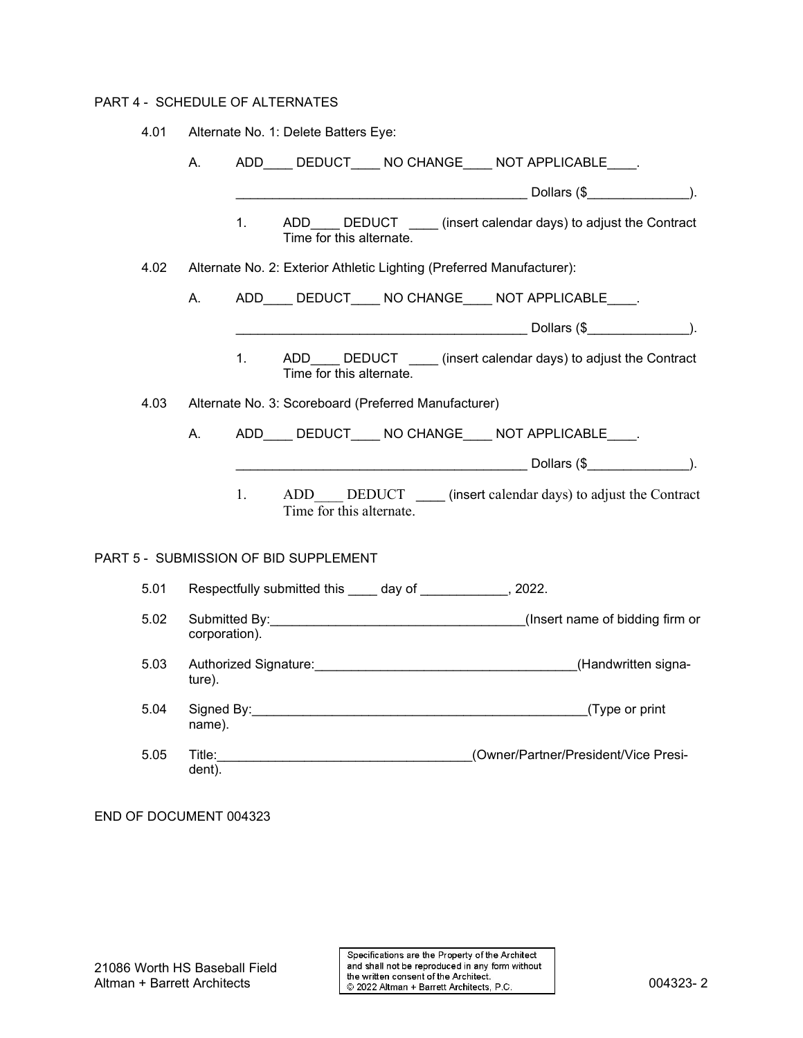## PART 4 - SCHEDULE OF ALTERNATES

4.01 Alternate No. 1: Delete Batters Eye:

A. ADD____ DEDUCT____ NO CHANGE____ NOT APPLICABLE____.

________________________________________ Dollars ($______________).

1. ADD____ DEDUCT ____ (insert calendar days) to adjust the Contract Time for this alternate.

4.02 Alternate No. 2: Exterior Athletic Lighting (Preferred Manufacturer):

A. ADD____ DEDUCT____ NO CHANGE____ NOT APPLICABLE____.

________________________________________ Dollars ($______________).

1. ADD____ DEDUCT ____ (insert calendar days) to adjust the Contract Time for this alternate.

4.03 Alternate No. 3: Scoreboard (Preferred Manufacturer)

A. ADD____ DEDUCT____ NO CHANGE____ NOT APPLICABLE____.

________________________________________ Dollars ($______________).

1. ADD____ DEDUCT ____ (insert calendar days) to adjust the Contract Time for this alternate.

## PART 5 - SUBMISSION OF BID SUPPLEMENT

5.01 Respectfully submitted this ____ day of ____________, 2022.

5.02 Submitted By:___________________________________(Insert name of bidding firm or corporation).

5.03 Authorized Signature:____________________________________(Handwritten signature).

5.04 Signed By:_______________________________________________(Type or print name).

5.05 Title:__________________________________(Owner/Partner/President/Vice President).

END OF DOCUMENT 004323

21086 Worth HS Baseball Field
Altman + Barrett Architects

Specifications are the Property of the Architect and shall not be reproduced in any form without the written consent of the Architect.
© 2022 Altman + Barrett Architects, P.C.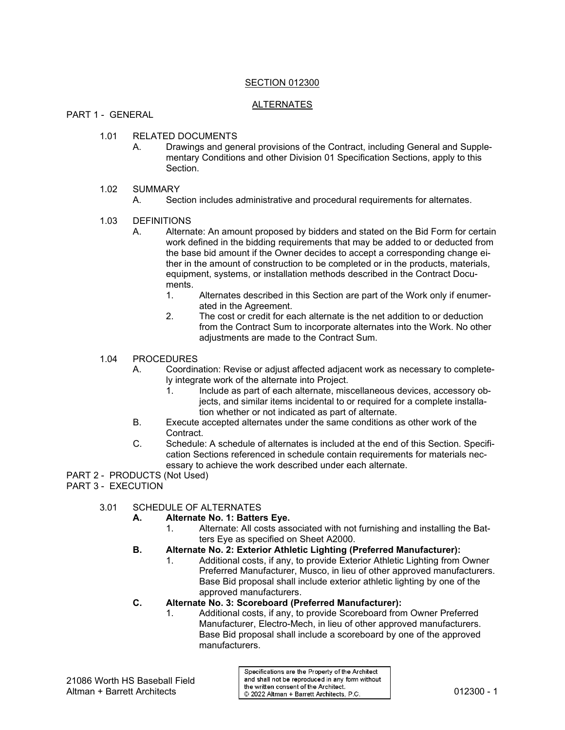# SECTION 012300

## ALTERNATES

## PART 1 - GENERAL

1.01 RELATED DOCUMENTS

A. Drawings and general provisions of the Contract, including General and Supplementary Conditions and other Division 01 Specification Sections, apply to this Section.

1.02 SUMMARY

A. Section includes administrative and procedural requirements for alternates.

1.03 DEFINITIONS

A. Alternate: An amount proposed by bidders and stated on the Bid Form for certain work defined in the bidding requirements that may be added to or deducted from the base bid amount if the Owner decides to accept a corresponding change either in the amount of construction to be completed or in the products, materials, equipment, systems, or installation methods described in the Contract Documents.

1. Alternates described in this Section are part of the Work only if enumerated in the Agreement.
2. The cost or credit for each alternate is the net addition to or deduction from the Contract Sum to incorporate alternates into the Work. No other adjustments are made to the Contract Sum.

1.04 PROCEDURES

A. Coordination: Revise or adjust affected adjacent work as necessary to completely integrate work of the alternate into Project.

1. Include as part of each alternate, miscellaneous devices, accessory objects, and similar items incidental to or required for a complete installation whether or not indicated as part of alternate.

B. Execute accepted alternates under the same conditions as other work of the Contract.

C. Schedule: A schedule of alternates is included at the end of this Section. Specification Sections referenced in schedule contain requirements for materials necessary to achieve the work described under each alternate.

## PART 2 - PRODUCTS (Not Used)

## PART 3 - EXECUTION

3.01 SCHEDULE OF ALTERNATES

**A. Alternate No. 1: Batters Eye.**

1. Alternate: All costs associated with not furnishing and installing the Batters Eye as specified on Sheet A2000.

**B. Alternate No. 2: Exterior Athletic Lighting (Preferred Manufacturer):**

1. Additional costs, if any, to provide Exterior Athletic Lighting from Owner Preferred Manufacturer, Musco, in lieu of other approved manufacturers. Base Bid proposal shall include exterior athletic lighting by one of the approved manufacturers.

**C. Alternate No. 3: Scoreboard (Preferred Manufacturer):**

1. Additional costs, if any, to provide Scoreboard from Owner Preferred Manufacturer, Electro-Mech, in lieu of other approved manufacturers. Base Bid proposal shall include a scoreboard by one of the approved manufacturers.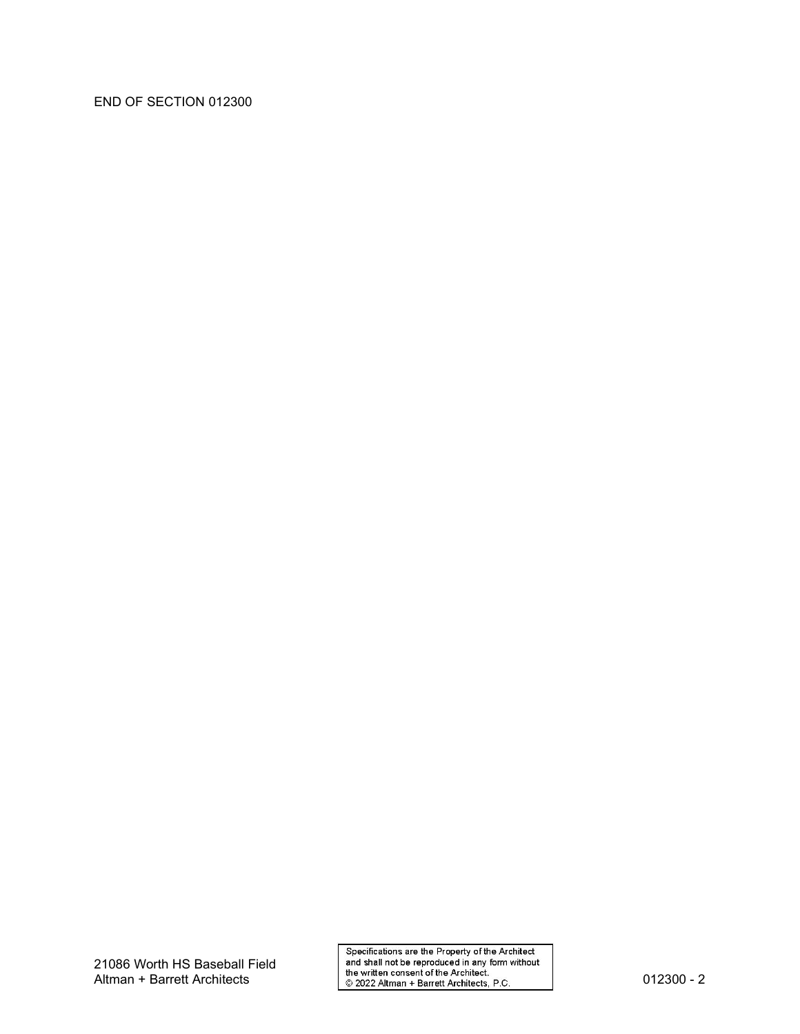END OF SECTION 012300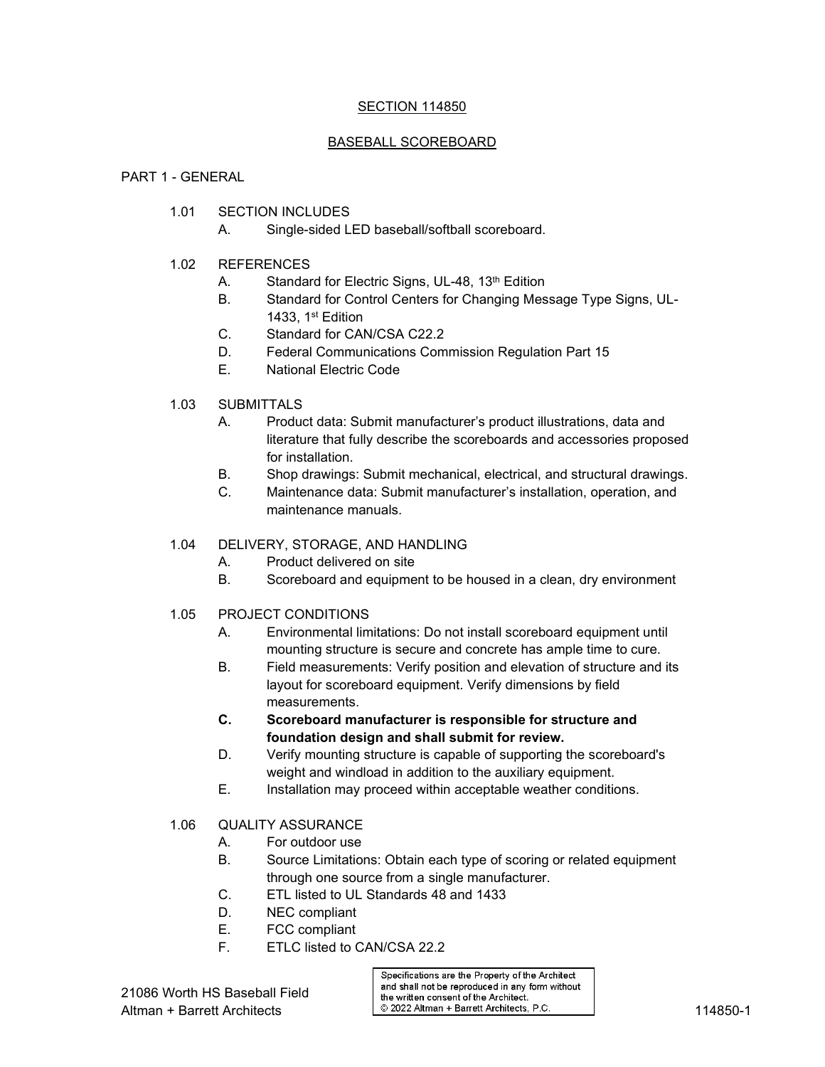SECTION 114850

BASEBALL SCOREBOARD

PART 1 - GENERAL

1.01 SECTION INCLUDES

A. Single-sided LED baseball/softball scoreboard.

1.02 REFERENCES

A. Standard for Electric Signs, UL-48, 13th Edition

B. Standard for Control Centers for Changing Message Type Signs, UL-1433, 1st Edition

C. Standard for CAN/CSA C22.2

D. Federal Communications Commission Regulation Part 15

E. National Electric Code

1.03 SUBMITTALS

A. Product data: Submit manufacturer's product illustrations, data and literature that fully describe the scoreboards and accessories proposed for installation.

B. Shop drawings: Submit mechanical, electrical, and structural drawings.

C. Maintenance data: Submit manufacturer's installation, operation, and maintenance manuals.

1.04 DELIVERY, STORAGE, AND HANDLING

A. Product delivered on site

B. Scoreboard and equipment to be housed in a clean, dry environment

1.05 PROJECT CONDITIONS

A. Environmental limitations: Do not install scoreboard equipment until mounting structure is secure and concrete has ample time to cure.

B. Field measurements: Verify position and elevation of structure and its layout for scoreboard equipment. Verify dimensions by field measurements.

**C. Scoreboard manufacturer is responsible for structure and foundation design and shall submit for review.**

D. Verify mounting structure is capable of supporting the scoreboard's weight and windload in addition to the auxiliary equipment.

E. Installation may proceed within acceptable weather conditions.

1.06 QUALITY ASSURANCE

A. For outdoor use

B. Source Limitations: Obtain each type of scoring or related equipment through one source from a single manufacturer.

C. ETL listed to UL Standards 48 and 1433

D. NEC compliant

E. FCC compliant

F. ETLC listed to CAN/CSA 22.2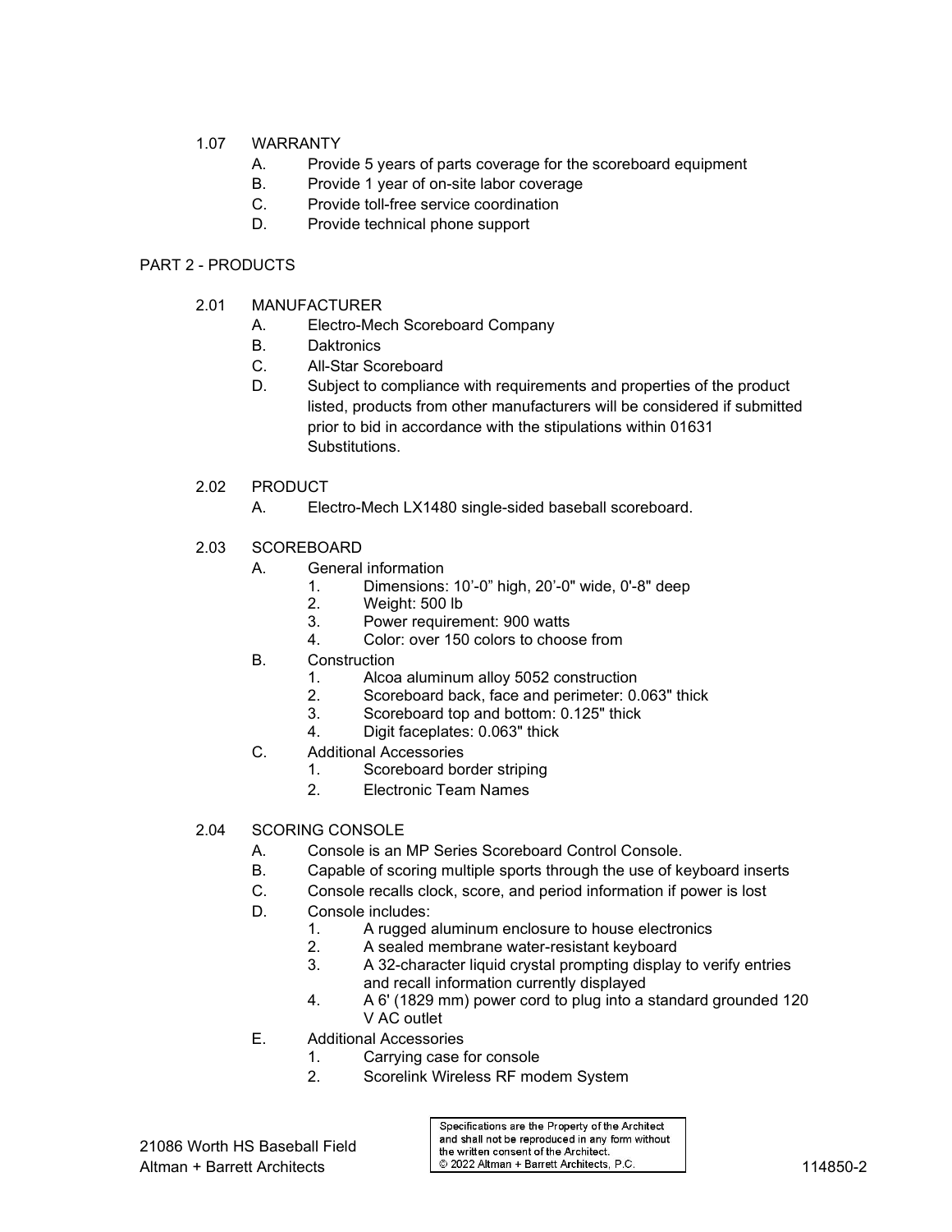1.07 WARRANTY

A. Provide 5 years of parts coverage for the scoreboard equipment
B. Provide 1 year of on-site labor coverage
C. Provide toll-free service coordination
D. Provide technical phone support

## PART 2 - PRODUCTS

2.01 MANUFACTURER

A. Electro-Mech Scoreboard Company
B. Daktronics
C. All-Star Scoreboard
D. Subject to compliance with requirements and properties of the product listed, products from other manufacturers will be considered if submitted prior to bid in accordance with the stipulations within 01631 Substitutions.

2.02 PRODUCT

A. Electro-Mech LX1480 single-sided baseball scoreboard.

2.03 SCOREBOARD

A. General information
   1. Dimensions: 10'-0" high, 20'-0" wide, 0'-8" deep
   2. Weight: 500 lb
   3. Power requirement: 900 watts
   4. Color: over 150 colors to choose from
B. Construction
   1. Alcoa aluminum alloy 5052 construction
   2. Scoreboard back, face and perimeter: 0.063" thick
   3. Scoreboard top and bottom: 0.125" thick
   4. Digit faceplates: 0.063" thick
C. Additional Accessories
   1. Scoreboard border striping
   2. Electronic Team Names

2.04 SCORING CONSOLE

A. Console is an MP Series Scoreboard Control Console.
B. Capable of scoring multiple sports through the use of keyboard inserts
C. Console recalls clock, score, and period information if power is lost
D. Console includes:
   1. A rugged aluminum enclosure to house electronics
   2. A sealed membrane water-resistant keyboard
   3. A 32-character liquid crystal prompting display to verify entries and recall information currently displayed
   4. A 6' (1829 mm) power cord to plug into a standard grounded 120 V AC outlet
E. Additional Accessories
   1. Carrying case for console
   2. Scorelink Wireless RF modem System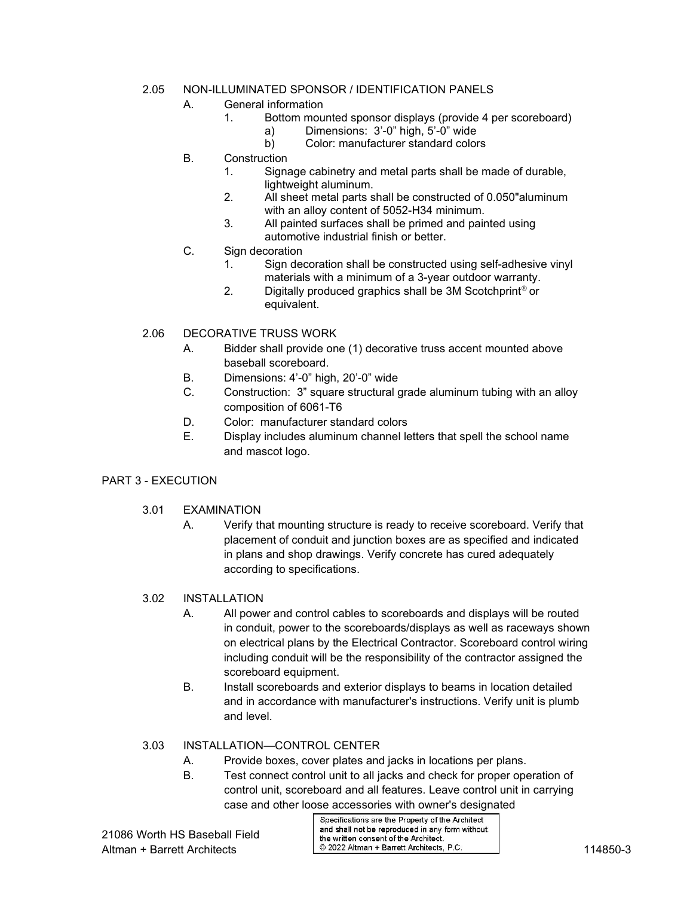2.05 NON-ILLUMINATED SPONSOR / IDENTIFICATION PANELS

A. General information

1. Bottom mounted sponsor displays (provide 4 per scoreboard)
   a) Dimensions: 3'-0" high, 5'-0" wide
   b) Color: manufacturer standard colors

B. Construction

1. Signage cabinetry and metal parts shall be made of durable, lightweight aluminum.
2. All sheet metal parts shall be constructed of 0.050"aluminum with an alloy content of 5052-H34 minimum.
3. All painted surfaces shall be primed and painted using automotive industrial finish or better.

C. Sign decoration

1. Sign decoration shall be constructed using self-adhesive vinyl materials with a minimum of a 3-year outdoor warranty.
2. Digitally produced graphics shall be 3M Scotchprint® or equivalent.

2.06 DECORATIVE TRUSS WORK

A. Bidder shall provide one (1) decorative truss accent mounted above baseball scoreboard.

B. Dimensions: 4'-0" high, 20'-0" wide

C. Construction: 3" square structural grade aluminum tubing with an alloy composition of 6061-T6

D. Color: manufacturer standard colors

E. Display includes aluminum channel letters that spell the school name and mascot logo.

## PART 3 - EXECUTION

3.01 EXAMINATION

A. Verify that mounting structure is ready to receive scoreboard. Verify that placement of conduit and junction boxes are as specified and indicated in plans and shop drawings. Verify concrete has cured adequately according to specifications.

3.02 INSTALLATION

A. All power and control cables to scoreboards and displays will be routed in conduit, power to the scoreboards/displays as well as raceways shown on electrical plans by the Electrical Contractor. Scoreboard control wiring including conduit will be the responsibility of the contractor assigned the scoreboard equipment.

B. Install scoreboards and exterior displays to beams in location detailed and in accordance with manufacturer's instructions. Verify unit is plumb and level.

3.03 INSTALLATION—CONTROL CENTER

A. Provide boxes, cover plates and jacks in locations per plans.

B. Test connect control unit to all jacks and check for proper operation of control unit, scoreboard and all features. Leave control unit in carrying case and other loose accessories with owner's designated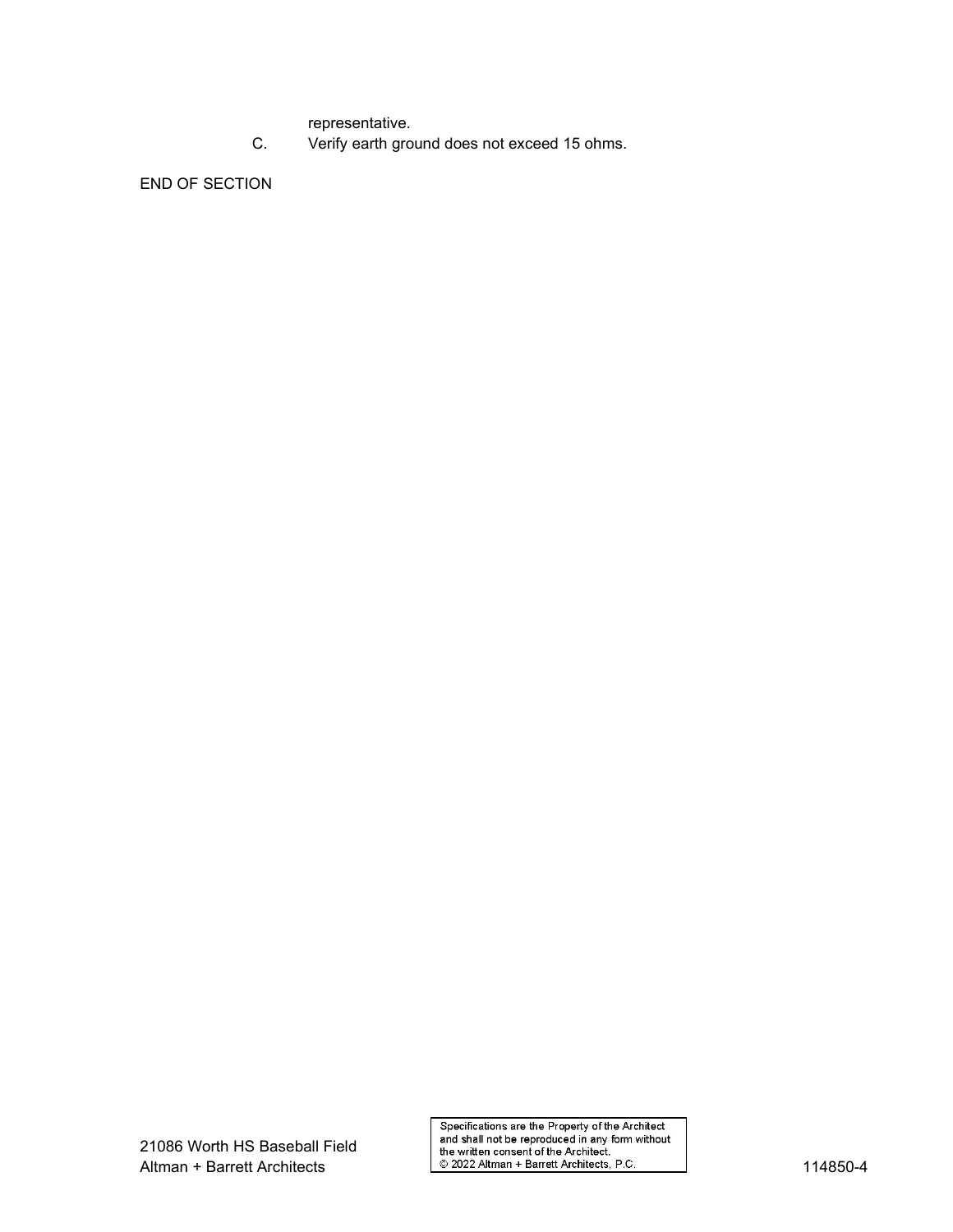representative.

C. Verify earth ground does not exceed 15 ohms.

END OF SECTION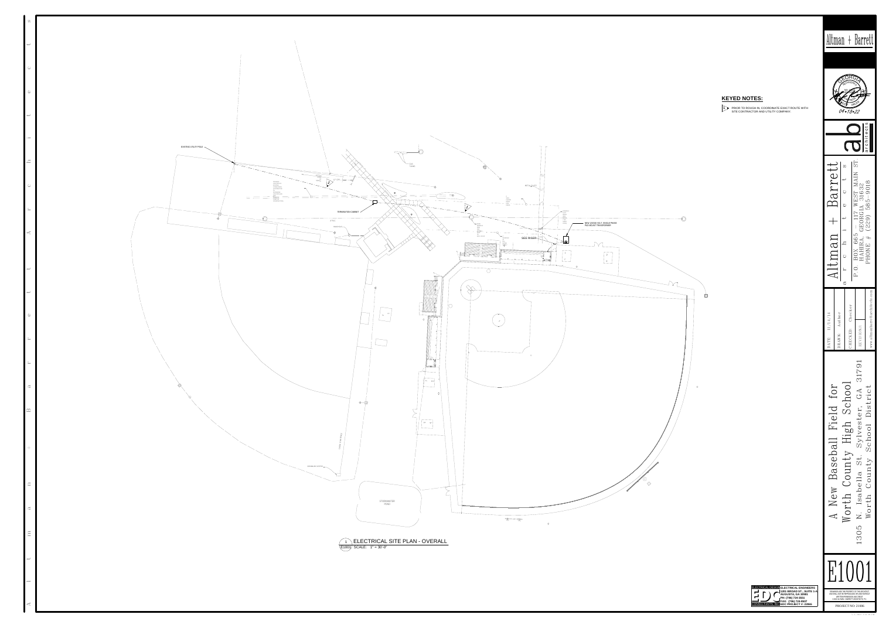## KEYED NOTES:

1. PRIOR TO ROUGH IN, COORDINATE EXACT ROUTE WITH SITE CONTRACTOR AND UTILITY COMPANY.

EXISTING UTILITY POLE

TERMINATION CABINET

NEW 120/240 VOLT, SINGLE PHASE PAD MOUNT TRANSFORMER

SEE RISER

STORMWATER POND

1 ELECTRICAL SITE PLAN - OVERALL
E1001 SCALE: 1" = 30'-0"

ELECTRICAL DESIGN CONSULTANTS, INC
ELECTRICAL ENGINEERS
1201 BROAD ST., SUITE 1-A
AUGUSTA, GA 30901
PH: (706) 724-5553
FAX: (706) 724-5507
EDC PROJECT #: 22066

Altman + Barrett

04-18-22

ab architects

Altman + Barrett architects
P.O. BOX 665 117 WEST MAIN ST.
HAHIRA, GEORGIA 31632
PHONE # (229) 585-9018

DATE: 11/14/14
DRAWN: Author
CHECKED: Checker
REVISIONS:

www.altmanbarrettarchitects.com

A New Baseball Field for Worth County High School
1305 N. Isabella St. Sylvester, GA 31791
Worth County School District

E1001

PROJECT NO: 21006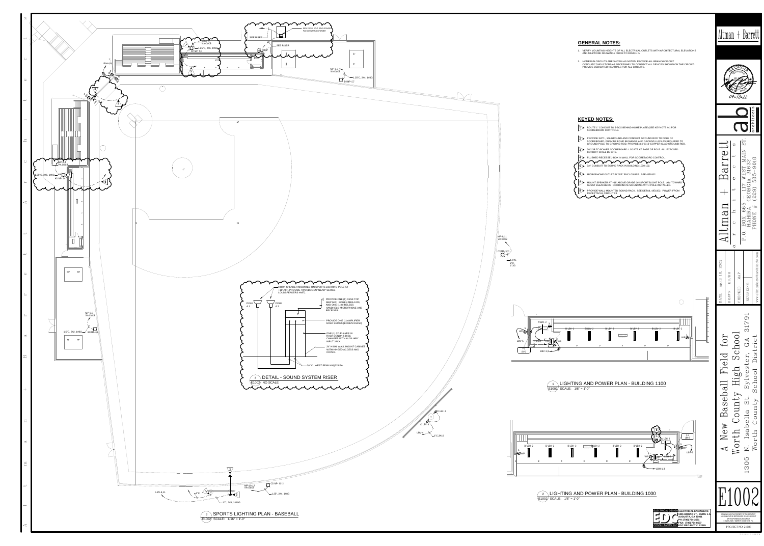## GENERAL NOTES:

1. VERIFY MOUNTING HEIGHTS OF ALL ELECTRICAL OUTLETS WITH ARCHITECTURAL ELEVATIONS AND MILLWORK DRAWINGS PRIOR TO ROUGH IN.
2. HOMERUN CIRCUITS ARE SHOWN AS NOTED. PROVIDE ALL BRANCH CIRCUIT CONDUIT/CONDUCTORS AS NECESSARY TO CONNECT ALL DEVICES SHOWN ON THE CIRCUIT. PROVIDE DEDICATED NEUTRALS FOR ALL CIRCUITS.

## KEYED NOTES:

1. ROUTE 1" CONDUIT TO J-BOX BEHIND HOME PLATE (SEE KEYNOTE #4) FOR SCOREBOARD CONTROLS.
2. PROVIDE 3/4"C., 1#6 GROUND AND CONNECT GROUND ROD TO POLE OF SCOREBOARD. PROVIDE BOND BUSHINGS AND GROUND LUGS AS REQUIRED TO GROUND POLE TO GROUND ROD. PROVIDE 3/4" X 10' COPPER CLAD GROUND ROD.
3. 30/2/3R TO POWER SCOREBOARD. LOCATE AT BASE OF POLE. ALL EXPOSED CONDUIT SHALL BE GRS.
4. FLUSHED RECESSE J-BOX IN WALL FOR SCOREBOARD CONTROL.
5. 3/4" CONDUIT TO SOUND RACK IN BUILDING 1000-102.
6. MICROPHONE OUTLET IN "WP" ENCLOSURE. SEE 4/E1002.
7. MOUNT SPEAKER AT +18' ABOVE GRADE ON SPORTSLIGHT POLE. AIM TOWARD GUEST BLEACHERS. COORDINATE MOUNTING WITH POLE INSTALLER.
8. PROVIDE WALL MOUNTED SOUND RACK. SEE DETAIL 4/E1002. POWER FROM RECEPTACLE CIRCUIT #1.

### 4 DETAIL - SOUND SYSTEM RISER
E1002 NO SCALE

- HORN SPEAKER MOUNTED ON SPORTS LIGHTING POLE AT +18' AFF. PROVIDE TWO (BOGEN "NEAR" SERIES LOUDSPEAKERS WATT)
- PROVIDE ONE (1) DESK TOP NEW MIC. BOGEN MBS-1000, AND ONE (1) WIRELESS HANDHELD MICROPHONE AND RECEIVER.
- PROVIDE ONE (1) AMPLIFIER GOLD SERIES (BOGEN GS150)
- ONE (1) CD PLAYER IN RACK DENON 5 DISC CHANGER WITH AUXILIARY INPUT JACK
- 19" HIGH, WALL MOUNT CABINET WITH HINGED ACCESS AND COVER.
- 3/4"C., WEST PENN #AQ225 EA.

POLE A-1 / POLE A-2

### 1 LIGHTING AND POWER PLAN - BUILDING 1100
E1002 SCALE: 1/8" = 1'-0"

### 2 LIGHTING AND POWER PLAN - BUILDING 1000
E1002 SCALE: 1/8" = 1'-0"

### 3 SPORTS LIGHTING PLAN - BASEBALL
E1002 SCALE: 1/16" = 1'-0"

NEW 120/240 VOLT, SINGLE PHASE PAD-MOUNT TRANSFORMER

SEE RISER

MP-1,3 VIA CMCB — 1.25"C, 2#6, 1#8G — A/MP-1,3
MP-5,7 VIA CMCB — 1.25"C, 2#6, 1#8G — B/MP-5,7
MP-2,4 VIA CMCB — 1.25"C, 2#6, 1#8G — A2/MP-2,4
MP-6,8 VIA CMCB — 1.5"C, 2#2, 1#6G — B2/MP-6,8
MP-9,11 VIA CMCB — C1/MP-9,11 — 1.5"C, 2#2, 1"3G
MP-10,12 VIA CMCB — C2/MP-10,12 — 1.25"C, 2#4, 1#8G
LBV-9,11 — 1"C, 2#8, 1#10G
LBV-4 — 1"C, 2#10
LBH-4,6

ELECTRICAL DESIGN CONSULTANTS, INC.
ELECTRICAL ENGINEERS
1251 BROAD ST., SUITE 1-A
AUGUSTA, GA 30901
PH: (706) 724-5551
FAX: (706) 724-6507
EDC PROJECT #: 22066

Altman + Barrett architects
P.O. BOX 665 | 117 WEST MAIN ST.
HAHIRA, GEORGIA 31632
PHONE # (229) 585-9018

DATE: April 18, 2022
DRAWN: KB JBH
CHECKED: MAP
REVISIONS:
www.altmanbarrettarchitects.com

A New Baseball Field for Worth County High School
1305 N. Isabella St. Sylvester, GA 31791
Worth County School District

E1002

PROJECT NO: 21006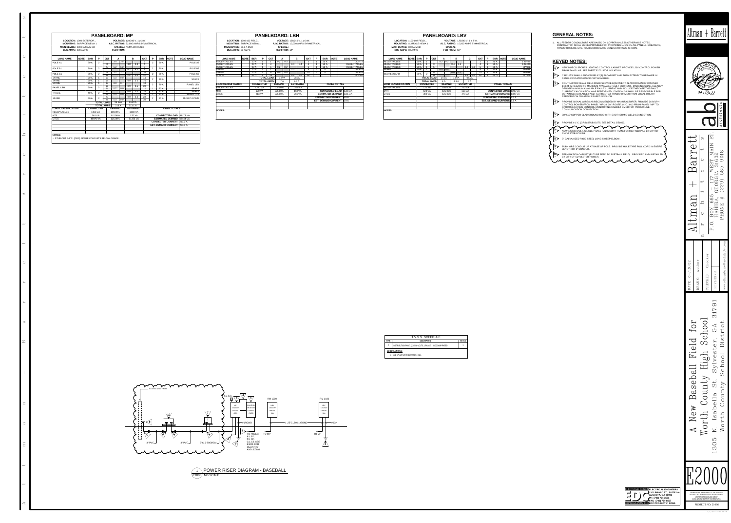# PANELBOARD: MP

**LOCATION:** 1000 EXTERIOR
**MOUNTING:** SURFACE NEMA 1
**MAIN DEVICE:** 400.0 A MAIN CB
**BUS AMPS:** 400 AMPS

**VOLTAGE:** 120/240 V, 1 ø 3 W
**A.I.C. RATING:** 22,000 AMPS SYMMETRICAL
**SPECIAL:** NEMA 3R RATED
**FED FROM:**

| LOAD NAME | NOTE | BKR | P | CKT | A | | B | | CKT | P | BKR | NOTE | LOAD NAME |
|---|---|---|---|---|---|---|---|---|---|---|---|---|---|
| POLE A1 | | 50 A | 2 | 1 | 3.8 | 3.8 | | | 2 | 2 | 50 A | | POLE A2 |
| | | | | 3 | | | 3.8 | 3.8 | 4 | | | | |
| POLE B1 | | 70 A | 2 | 5 | 6.2 | 6.2 | | | 6 | 2 | 70 A | | POLE B2 |
| | | | | 7 | | | 6.2 | 6.2 | 8 | | | | |
| POLE C1 | | 60 A | 2 | 9 | 4.9 | 4.9 | | | 10 | 2 | 60 A | | POLE C2 |
| | | | | 11 | | | 4.9 | 4.9 | 12 | | | | |
| SPARE | | 20 A | 1 | 13 | 0.0 | 0.0 | | | 14 | 2 | 20 A | | SPARE |
| SPARE | | 20 A | 1 | 15 | | | 0.0 | 0.0 | 16 | | | | |
| SPARE | | 20 A | 1 | 17 | 0.0 | 0.1 | | | 18 | 2 | 60 A | | PANEL LBV |
| PANEL LBH | | 60 A | 2 | 19 | | | 0.0 | 0.0 | 20 | | | | |
| | | | | 21 | 0.0 | 0.0 | | | 22 | 1 | 20 A | | SPARE |
| T.V.S.S. | | 40 A | 2 | 23 | | | 0.0 | 0.0 | 24 | 1 | 20 A | | SPARE |
| | | | | 25 | 0.0 | 0.0 | | | 26 | 1 | 20 A | | MUSCO CP |
| SPARE | | 60 A | 2 | 27 | | | 0.0 | 0.0 | 28 | 2 | 20 A | | MUSCO COMM |
| | | | | 29 | 0.0 | 0.0 | | | 30 | | | | |
| | | | | TOTAL LOAD: | 26.9 kVA | | 26.5 kVA | | | | | | |
| | | | | TOTAL AMPS: | 213 A | | 213.1 A | | | | | | |

| LOAD CLASSIFICATION | CONNECTED | DEMAND | ESTIMATED | PANEL TOTALS | |
|---|---|---|---|---|---|
| RECEPTACLES | 1960 VA | 100.00% | 1960 VA | | |
| MTR | 240 VA | 112.50% | 270 VA | CONNECTED LOAD: | 51273 VA |
| OTES | 49970 VA | 125.00% | 61220 VA | ESTIMATED DEMAND: | 63454 VA |
| | | | | CONNECTED CURRENT: | 213.2 A |
| | | | | EST. DEMAND CURRENT: | 264.3 A |

**NOTES:**
1. STUB OUT 4-1"C. (GRS) SPARE CONDUITS BELOW GRADE.

# PANELBOARD: LBH

**LOCATION:** 1000-102 FIELD...
**MOUNTING:** SURFACE NEMA 1
**MAIN DEVICE:** 60.0 A MLO
**BUS AMPS:** 60 AMPS

**VOLTAGE:** 120/240 V, 1 ø 3 W
**A.I.C. RATING:** 10,000 AMPS SYMMETRICAL
**SPECIAL:**
**FED FROM:** MP

| LOAD NAME | NOTE | BKR | P | CKT | A | | B | | CKT | P | BKR | NOTE | LOAD NAME |
|---|---|---|---|---|---|---|---|---|---|---|---|---|---|
| RECEPTACLES | | 20 A | 1 | 1 | 0.2 | 0.2 | | | 2 | 1 | 20 A | | LIGHTS |
| RECEPTACLES | | 20 A | 1 | 3 | | | 0.2 | 0.2 | 4 | 1 | 20 A | | RECEPTACLES |
| RECEPTACLES | | 20 A | 1 | 5 | 0.2 | 0.2 | | | 6 | 1 | 20 A | | RECEPTACLES |
| SPARE | | 20 A | 1 | 7 | | | 0.0 | 0.0 | 8 | -- | -- | | SPACE |
| SPARE | | 20 A | 1 | 9 | 0.0 | 0.0 | | | 10 | -- | -- | | SPACE |
| SPARE | | 20 A | 1 | 11 | | | 0.0 | 0.0 | 12 | -- | -- | | SPACE |
| | | | | TOTAL LOAD: | 1 kVA | | 1 kVA | | | | | | |
| | | | | TOTAL AMPS: | 7 A | | 6.0 A | | | | | | |

| LOAD CLASSIFICATION | CONNECTED | DEMAND | ESTIMATED | PANEL TOTALS | |
|---|---|---|---|---|---|
| RECEPTACLES | 1260 VA | 100.00% | 1260 VA | CONNECTED LOAD: | 1590 VA |
| MTR | 120 VA | 125.00% | 150 VA | ESTIMATED DEMAND: | 1661 VA |
| OTES | 213 VA | 125.00% | 266 VA | CONNECTED CURRENT: | 6.6 A |
| | | | | EST. DEMAND CURRENT: | 6.9 A |

**NOTES:**

# PANELBOARD: LBV

**LOCATION:** 1100-102 FIELD...
**MOUNTING:** SURFACE NEMA 1
**MAIN DEVICE:** 60.0 A MCB
**BUS AMPS:** 60 AMPS

**VOLTAGE:** 120/240 V, 1 ø 3 W
**A.I.C. RATING:** 10,000 AMPS SYMMETRICAL
**SPECIAL:**
**FED FROM:** MP

| LOAD NAME | NOTE | BKR | P | CKT | A | | B | | C | | CKT | P | BKR | NOTE | LOAD NAME |
|---|---|---|---|---|---|---|---|---|---|---|---|---|---|---|---|
| RECEPTACLES | | 20 A | 1 | 1 | 0.2 | 0.3 | | | | | 2 | 1 | 20 A | | LIGHTS |
| RECEPTACLES | | 20 A | 1 | 3 | | | 0.0 | 0.2 | | | 4 | 1 | 20 A | | LIGHTS |
| RECEPTACLES | | 20 A | 1 | 5 | | | | | 0.0 | 0.0 | 6 | 1 | 20 A | | SPARE |
| SPARE | | 20 A | 1 | 7 | 0.0 | 0.0 | | | | | 8 | 1 | 20 A | | SPARE |
| SCOREBOARD | | 30 A | 2 | 9 | | | 0.0 | 0.0 | | | 10 | 1 | 20 A | | SPARE |
| | | | | 11 | | | | | 0.0 | 0.0 | 12 | 1 | 20 A | | SPARE |
| | | | | TOTAL LOAD: | 1 kVA | | 1 kVA | | 0 kVA | | | | | | |
| | | | | TOTAL AMPS: | 6 A | | 4.3 A | | 0 A | | | | | | |

| LOAD CLASSIFICATION | CONNECTED | DEMAND | ESTIMATED | PANEL TOTALS | |
|---|---|---|---|---|---|
| RECEPTACLES | 720 VA | 100.00% | 720 VA | | |
| MTR | 120 VA | 125.00% | 150 VA | CONNECTED LOAD: | 1285 VA |
| OTES | 382 VA | 125.00% | 478 VA | ESTIMATED DEMAND: | 1337 VA |
| | | | | CONNECTED CURRENT: | 5.0 A |
| | | | | EST. DEMAND CURRENT: | 5.5 A |

**NOTES:**

## GENERAL NOTES:

1. ALL FEEDER CONDUCTORS ARE BASED ON COPPER UNLESS OTHERWISE NOTED. CONTRACTOR SHALL BE RESPONSIBLE FOR PROVIDING LUGS ON ALL PANELS, BREAKERS, TRANSFORMERS, ETC. TO ACCOMMODATE CONDUCTOR SIZE SHOWN.

## KEYED NOTES:

1. NEW MUSCO SPORTS LIGHTING CONTROL CABINET. PROVIDE 120V CONTROL POWER FROM PANEL MP. SEE SHEET E1001 FOR LOCATION.
2. CIRCUITS SHALL LAND ON RELAY(S) IN CABINET AND THEN EXTEND TO BREAKER IN PANEL INDICATED ON CIRCUIT HOMERUN.
3. CONTRACTOR SHALL FIELD MARK SERVICE EQUIPMENT IN ACCORDANCE WITH NEC 110.24 IN REGARD TO MAXIMUM AVAILABLE FAULT CURRENT. MARKING SHALL CLEARLY DENOTE MAXIMUM AVAILABLE FAULT CURRENT AND INCLUDE THE DATE THE FAULT CURRENT CALCULATION WAS PERFORMED. DIVISION 26 SHALL BE RESPONSIBLE FOR OBTAINING AVAILABLE FAULT CURRENT AT TRANSFORMER FROM LOCAL UTILITY. PERFORM CALCULATIONS BASED ON SUCH.
4. PROVIDE SIGNAL WIRES AS RECOMMENDED BY MANUFACTURER. PROVIDE 240V/1PH CONTROL POWER FROM PANEL "MP-28, 30". ROUTE 3/4"C, 3#12 FROM PANEL "MP" TO SPORTS LIGHTING CONTROL MONITORING CABINET CMCB FOR POWER-LINE COMMUNICATION CONNECTION.
5. 3/4"X10' COPPER CLAD GROUND ROD WITH EXOTHERMIC WELD CONNECTION.
6. PROVIDE 4-1"C. (GRS) STUB OUTS. SEE DETAIL 3/E1000.
7. NEW 120/240 VOLT, SINGLE PHASE PAD MOUNT TRANSFORMER AND PAD BY CITY OF SYLVESTER POWER.
8. 3" GALVANIZED RIGID STEEL LONG SWEEP ELBOW.
9. TURN GRS CONDUIT UP AT BASE OF POLE. PROVIDE MULE TAPE PULL CORD IN ENTIRE LENGTH OF 3" CONDUIT.
10. TERMINATION CABINET (FUTURE FEED TO SOFTBALL FIELD). PROVIDED AND INSTALLED BY CITY OF SYLVESTER POWER.

## T.V.S.S. SCHEDULE

| TYPE | DESCRIPTION | NOTES |
|---|---|---|
| 1 | DISTRIBUTION PANEL (120/240 VOLTS, 1 PHASE) - 80,000 AMP RATED | 1 |

**SCHEDULE NOTES:**
1. SEE SPECIFICATIONS FOR DETAILS.

EXISTING UTILITY POLE
T.V.S.S.
MP 120/240V 1PH/3W 400A
CONTROL MONITOR CABINET CMCB
RM 1000
LBH 120/240V 1PH/3W 60A
RM 1100
LBV 120/240V 1PH/3W 60A
#3/0GND
1-1/4"C, 3#6,1#6GND
1-1/4"C, 3#6,1#6GND
3" PVC
3" PVC
3"C, 3-500MCM
TO POLES A1, A2, B1, B2, C1, C2. SEE E1001 FOR QUANTITY AND SIZING
TO MP
TO MP

1 POWER RISER DIAGRAM - BASEBALL
E2000 NO SCALE

ELECTRICAL DESIGN CONSULTANTS, INC
ELECTRICAL ENGINEERS
1201 BROAD ST., SUITE 1-A
AUGUSTA, GA 30901
PH: (706) 724-6501
FAX: (706) 724-6507
EDC PROJECT #: 22066

Altman + Barrett architects
P.O. BOX 665, 117 WEST MAIN ST.
TAHIRA, GEORGIA 31632
PHONE # (229) 585-9018

04-18-22

DATE: 04/18/22
DRAWN: Author
CHECKED: Checker
REVISIONS:
www.altmanbarrettarchitects.com

A New Baseball Field for Worth County High School
1305 N. Isabella St. Sylvester, GA 31791
Worth County School District

E2000

DRAWINGS ARE THE PROPERTY OF THE ARCHITECT AND SHALL NOT BE REPRODUCED OR USED WITHOUT WRITTEN PERMISSION AND CREDIT. ©2022 ALTMAN + BARRETT ARCHITECTS, P.C.

PROJECT NO. 21006